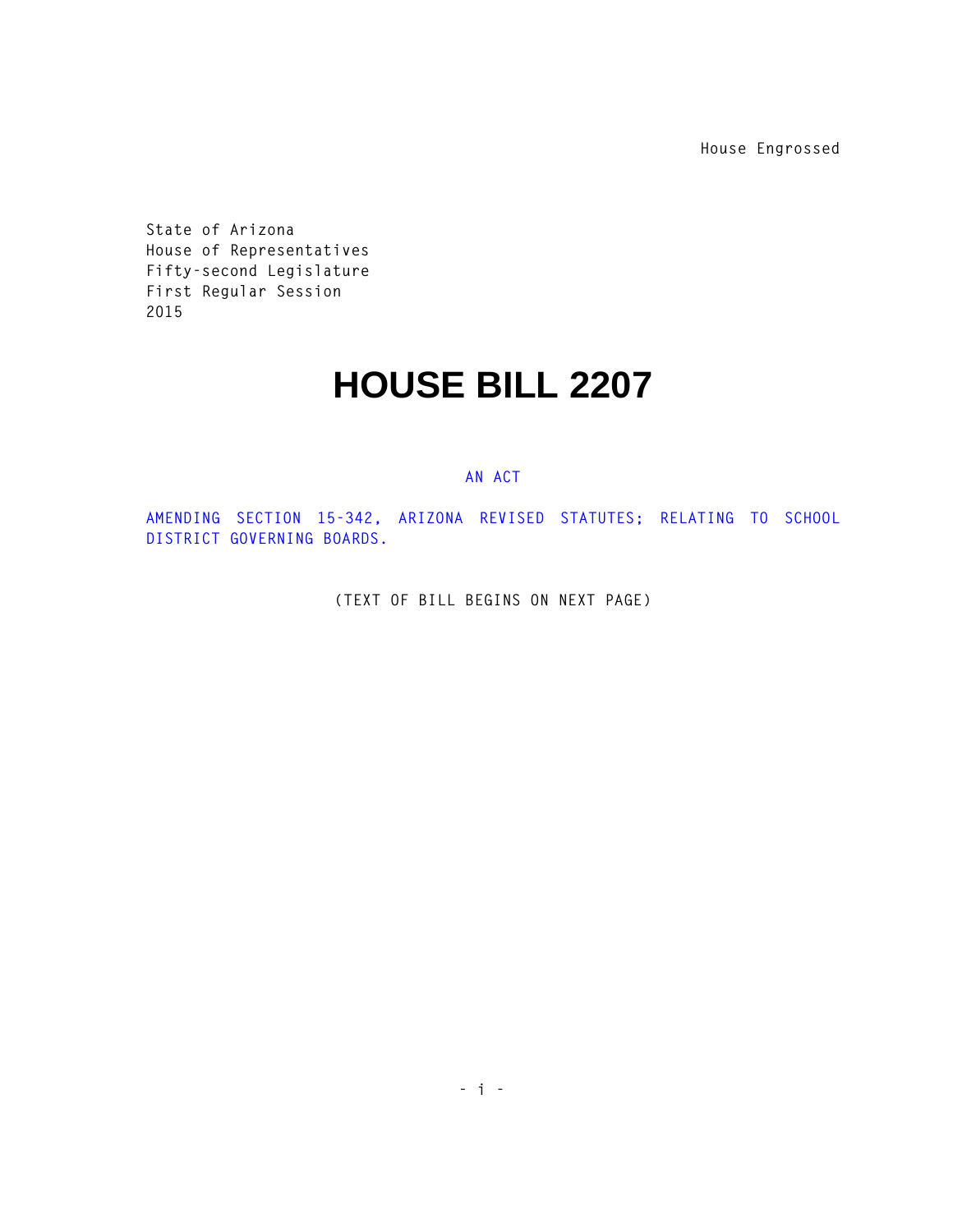House Engrossed

State of Arizona
House of Representatives
Fifty-second Legislature
First Regular Session
2015

# HOUSE BILL 2207

AN ACT

AMENDING SECTION 15-342, ARIZONA REVISED STATUTES; RELATING TO SCHOOL DISTRICT GOVERNING BOARDS.

(TEXT OF BILL BEGINS ON NEXT PAGE)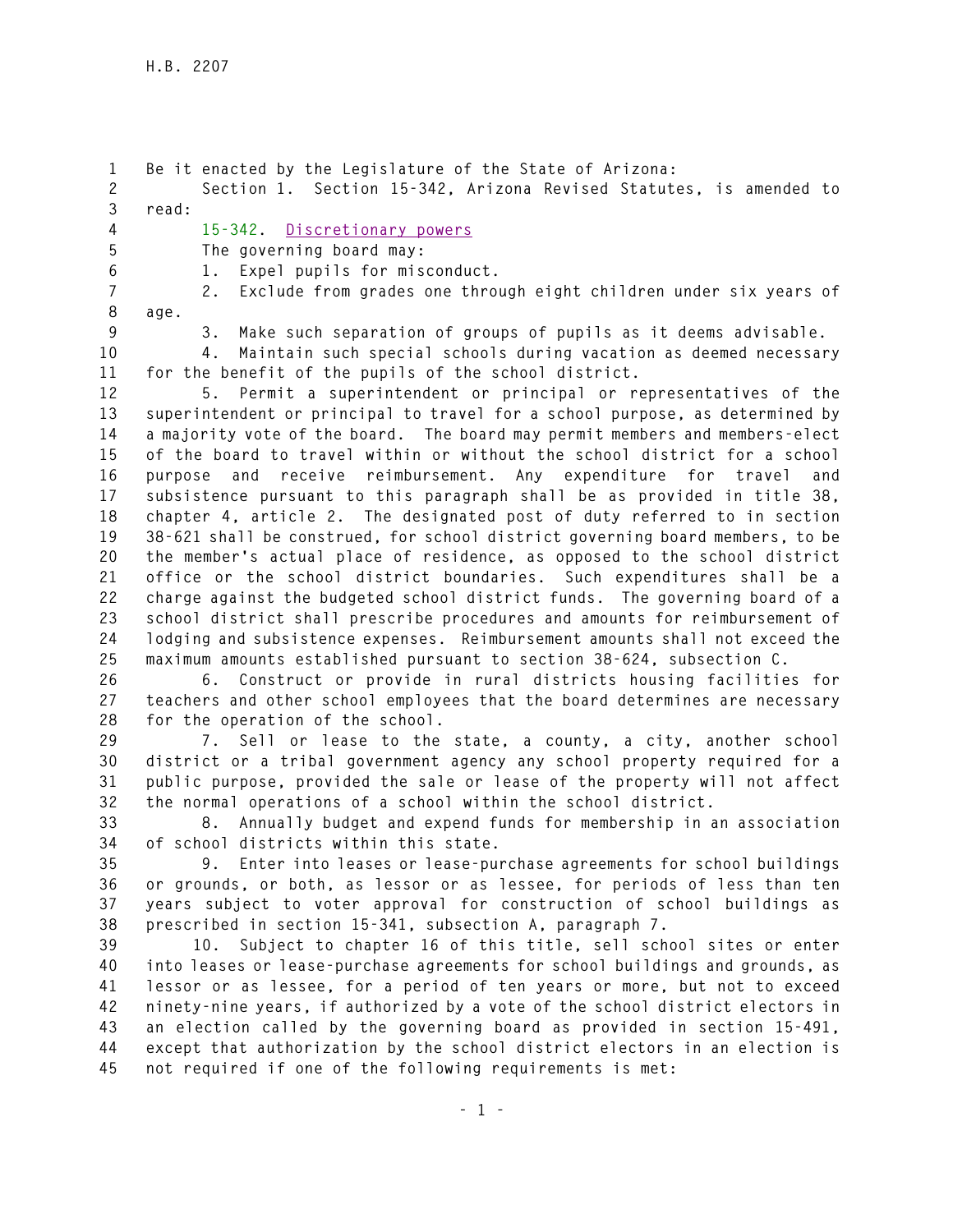Be it enacted by the Legislature of the State of Arizona:

Section 1. Section 15-342, Arizona Revised Statutes, is amended to read:

15-342. Discretionary powers

The governing board may:

1. Expel pupils for misconduct.

2. Exclude from grades one through eight children under six years of age.

3. Make such separation of groups of pupils as it deems advisable.

4. Maintain such special schools during vacation as deemed necessary for the benefit of the pupils of the school district.

5. Permit a superintendent or principal or representatives of the superintendent or principal to travel for a school purpose, as determined by a majority vote of the board. The board may permit members and members-elect of the board to travel within or without the school district for a school purpose and receive reimbursement. Any expenditure for travel and subsistence pursuant to this paragraph shall be as provided in title 38, chapter 4, article 2. The designated post of duty referred to in section 38-621 shall be construed, for school district governing board members, to be the member's actual place of residence, as opposed to the school district office or the school district boundaries. Such expenditures shall be a charge against the budgeted school district funds. The governing board of a school district shall prescribe procedures and amounts for reimbursement of lodging and subsistence expenses. Reimbursement amounts shall not exceed the maximum amounts established pursuant to section 38-624, subsection C.

6. Construct or provide in rural districts housing facilities for teachers and other school employees that the board determines are necessary for the operation of the school.

7. Sell or lease to the state, a county, a city, another school district or a tribal government agency any school property required for a public purpose, provided the sale or lease of the property will not affect the normal operations of a school within the school district.

8. Annually budget and expend funds for membership in an association of school districts within this state.

9. Enter into leases or lease-purchase agreements for school buildings or grounds, or both, as lessor or as lessee, for periods of less than ten years subject to voter approval for construction of school buildings as prescribed in section 15-341, subsection A, paragraph 7.

10. Subject to chapter 16 of this title, sell school sites or enter into leases or lease-purchase agreements for school buildings and grounds, as lessor or as lessee, for a period of ten years or more, but not to exceed ninety-nine years, if authorized by a vote of the school district electors in an election called by the governing board as provided in section 15-491, except that authorization by the school district electors in an election is not required if one of the following requirements is met: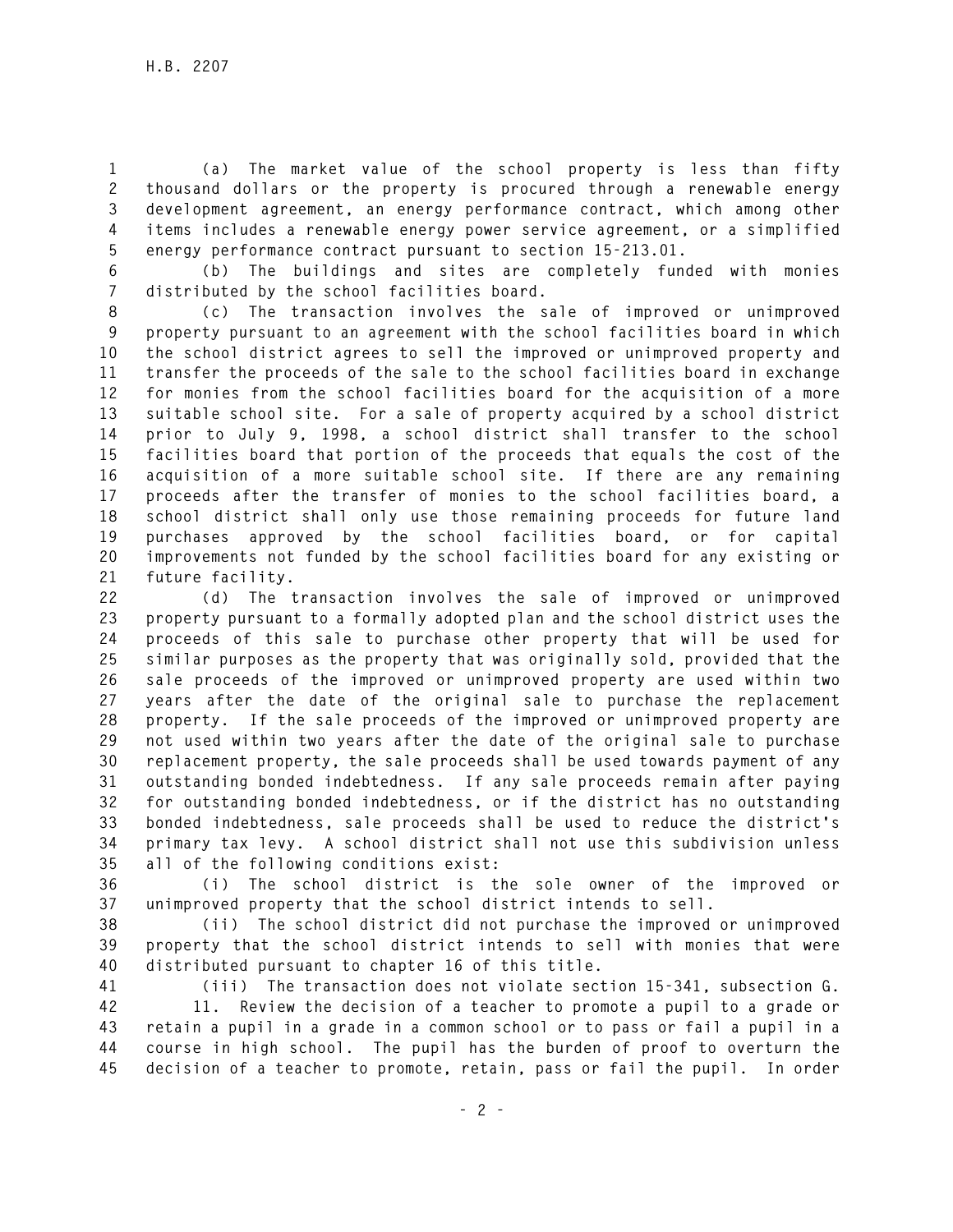(a) The market value of the school property is less than fifty thousand dollars or the property is procured through a renewable energy development agreement, an energy performance contract, which among other items includes a renewable energy power service agreement, or a simplified energy performance contract pursuant to section 15-213.01.

(b) The buildings and sites are completely funded with monies distributed by the school facilities board.

(c) The transaction involves the sale of improved or unimproved property pursuant to an agreement with the school facilities board in which the school district agrees to sell the improved or unimproved property and transfer the proceeds of the sale to the school facilities board in exchange for monies from the school facilities board for the acquisition of a more suitable school site. For a sale of property acquired by a school district prior to July 9, 1998, a school district shall transfer to the school facilities board that portion of the proceeds that equals the cost of the acquisition of a more suitable school site. If there are any remaining proceeds after the transfer of monies to the school facilities board, a school district shall only use those remaining proceeds for future land purchases approved by the school facilities board, or for capital improvements not funded by the school facilities board for any existing or future facility.

(d) The transaction involves the sale of improved or unimproved property pursuant to a formally adopted plan and the school district uses the proceeds of this sale to purchase other property that will be used for similar purposes as the property that was originally sold, provided that the sale proceeds of the improved or unimproved property are used within two years after the date of the original sale to purchase the replacement property. If the sale proceeds of the improved or unimproved property are not used within two years after the date of the original sale to purchase replacement property, the sale proceeds shall be used towards payment of any outstanding bonded indebtedness. If any sale proceeds remain after paying for outstanding bonded indebtedness, or if the district has no outstanding bonded indebtedness, sale proceeds shall be used to reduce the district's primary tax levy. A school district shall not use this subdivision unless all of the following conditions exist:

(i) The school district is the sole owner of the improved or unimproved property that the school district intends to sell.

(ii) The school district did not purchase the improved or unimproved property that the school district intends to sell with monies that were distributed pursuant to chapter 16 of this title.

(iii) The transaction does not violate section 15-341, subsection G.

11. Review the decision of a teacher to promote a pupil to a grade or retain a pupil in a grade in a common school or to pass or fail a pupil in a course in high school. The pupil has the burden of proof to overturn the decision of a teacher to promote, retain, pass or fail the pupil. In order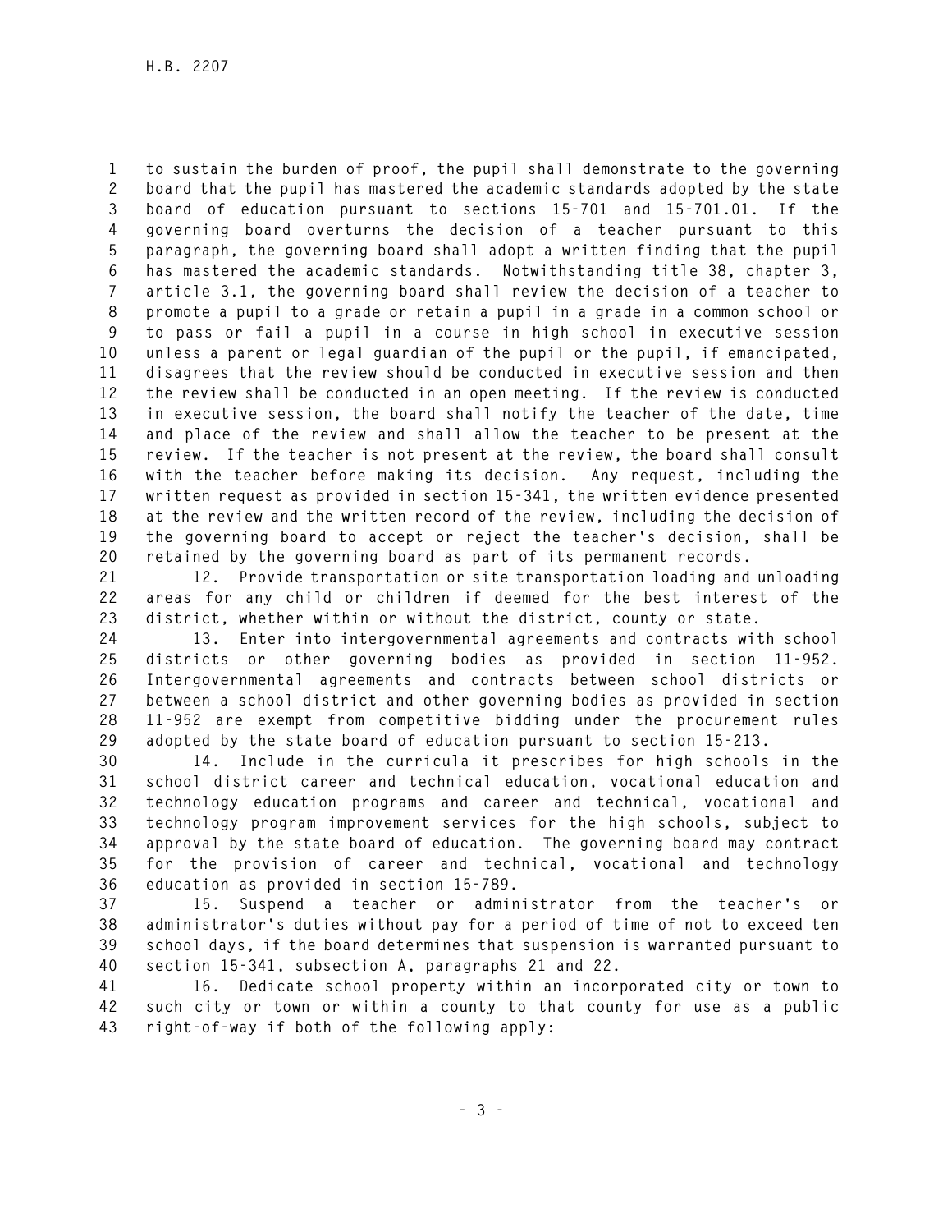to sustain the burden of proof, the pupil shall demonstrate to the governing board that the pupil has mastered the academic standards adopted by the state board of education pursuant to sections 15-701 and 15-701.01. If the governing board overturns the decision of a teacher pursuant to this paragraph, the governing board shall adopt a written finding that the pupil has mastered the academic standards. Notwithstanding title 38, chapter 3, article 3.1, the governing board shall review the decision of a teacher to promote a pupil to a grade or retain a pupil in a grade in a common school or to pass or fail a pupil in a course in high school in executive session unless a parent or legal guardian of the pupil or the pupil, if emancipated, disagrees that the review should be conducted in executive session and then the review shall be conducted in an open meeting. If the review is conducted in executive session, the board shall notify the teacher of the date, time and place of the review and shall allow the teacher to be present at the review. If the teacher is not present at the review, the board shall consult with the teacher before making its decision. Any request, including the written request as provided in section 15-341, the written evidence presented at the review and the written record of the review, including the decision of the governing board to accept or reject the teacher's decision, shall be retained by the governing board as part of its permanent records.

12. Provide transportation or site transportation loading and unloading areas for any child or children if deemed for the best interest of the district, whether within or without the district, county or state.

13. Enter into intergovernmental agreements and contracts with school districts or other governing bodies as provided in section 11-952. Intergovernmental agreements and contracts between school districts or between a school district and other governing bodies as provided in section 11-952 are exempt from competitive bidding under the procurement rules adopted by the state board of education pursuant to section 15-213.

14. Include in the curricula it prescribes for high schools in the school district career and technical education, vocational education and technology education programs and career and technical, vocational and technology program improvement services for the high schools, subject to approval by the state board of education. The governing board may contract for the provision of career and technical, vocational and technology education as provided in section 15-789.

15. Suspend a teacher or administrator from the teacher's or administrator's duties without pay for a period of time of not to exceed ten school days, if the board determines that suspension is warranted pursuant to section 15-341, subsection A, paragraphs 21 and 22.

16. Dedicate school property within an incorporated city or town to such city or town or within a county to that county for use as a public right-of-way if both of the following apply: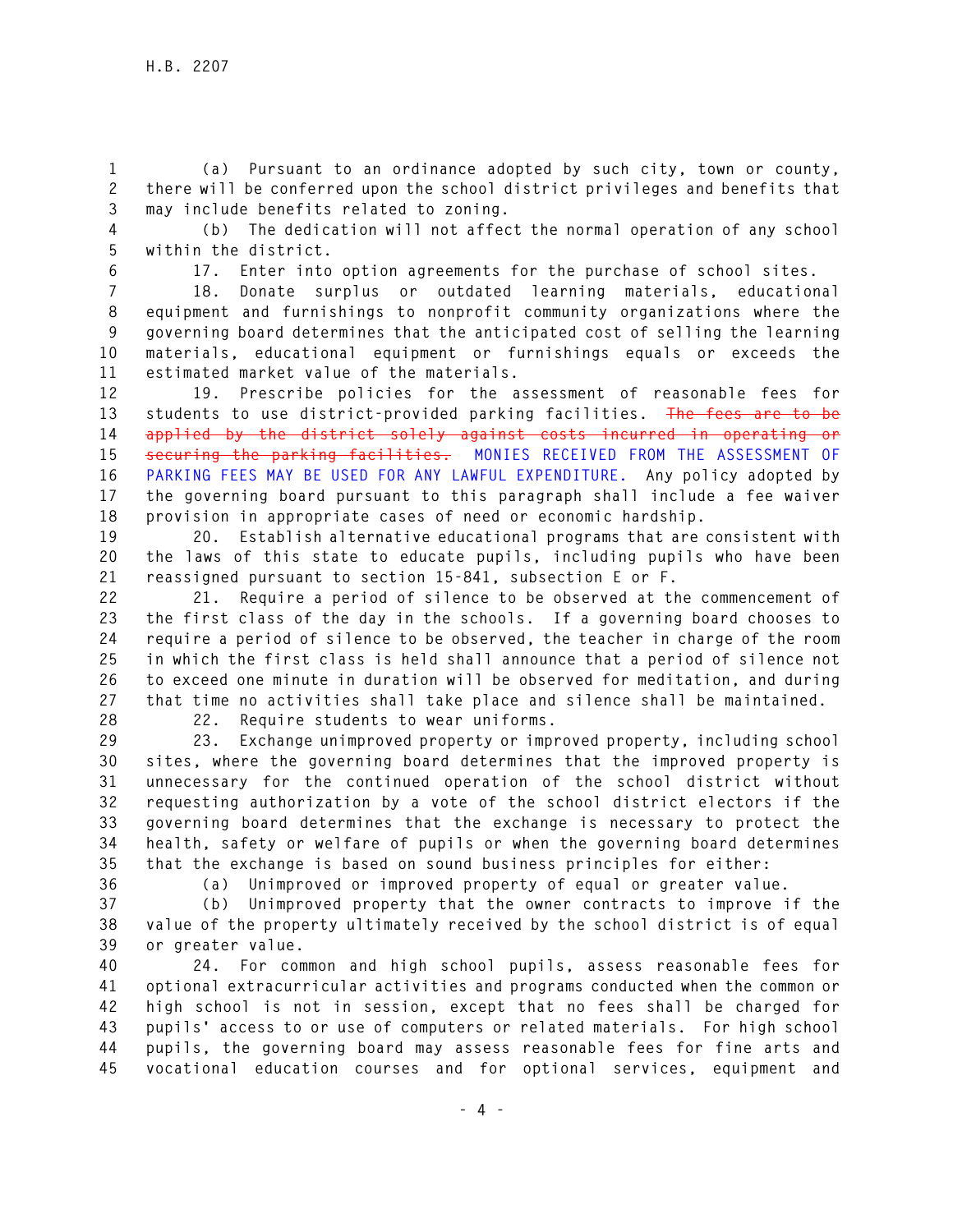(a) Pursuant to an ordinance adopted by such city, town or county, there will be conferred upon the school district privileges and benefits that may include benefits related to zoning.

(b) The dedication will not affect the normal operation of any school within the district.

17. Enter into option agreements for the purchase of school sites.

18. Donate surplus or outdated learning materials, educational equipment and furnishings to nonprofit community organizations where the governing board determines that the anticipated cost of selling the learning materials, educational equipment or furnishings equals or exceeds the estimated market value of the materials.

19. Prescribe policies for the assessment of reasonable fees for students to use district-provided parking facilities. ~~The fees are to be applied by the district solely against costs incurred in operating or securing the parking facilities.~~ MONIES RECEIVED FROM THE ASSESSMENT OF PARKING FEES MAY BE USED FOR ANY LAWFUL EXPENDITURE. Any policy adopted by the governing board pursuant to this paragraph shall include a fee waiver provision in appropriate cases of need or economic hardship.

20. Establish alternative educational programs that are consistent with the laws of this state to educate pupils, including pupils who have been reassigned pursuant to section 15-841, subsection E or F.

21. Require a period of silence to be observed at the commencement of the first class of the day in the schools. If a governing board chooses to require a period of silence to be observed, the teacher in charge of the room in which the first class is held shall announce that a period of silence not to exceed one minute in duration will be observed for meditation, and during that time no activities shall take place and silence shall be maintained.

22. Require students to wear uniforms.

23. Exchange unimproved property or improved property, including school sites, where the governing board determines that the improved property is unnecessary for the continued operation of the school district without requesting authorization by a vote of the school district electors if the governing board determines that the exchange is necessary to protect the health, safety or welfare of pupils or when the governing board determines that the exchange is based on sound business principles for either:

(a) Unimproved or improved property of equal or greater value.

(b) Unimproved property that the owner contracts to improve if the value of the property ultimately received by the school district is of equal or greater value.

24. For common and high school pupils, assess reasonable fees for optional extracurricular activities and programs conducted when the common or high school is not in session, except that no fees shall be charged for pupils' access to or use of computers or related materials. For high school pupils, the governing board may assess reasonable fees for fine arts and vocational education courses and for optional services, equipment and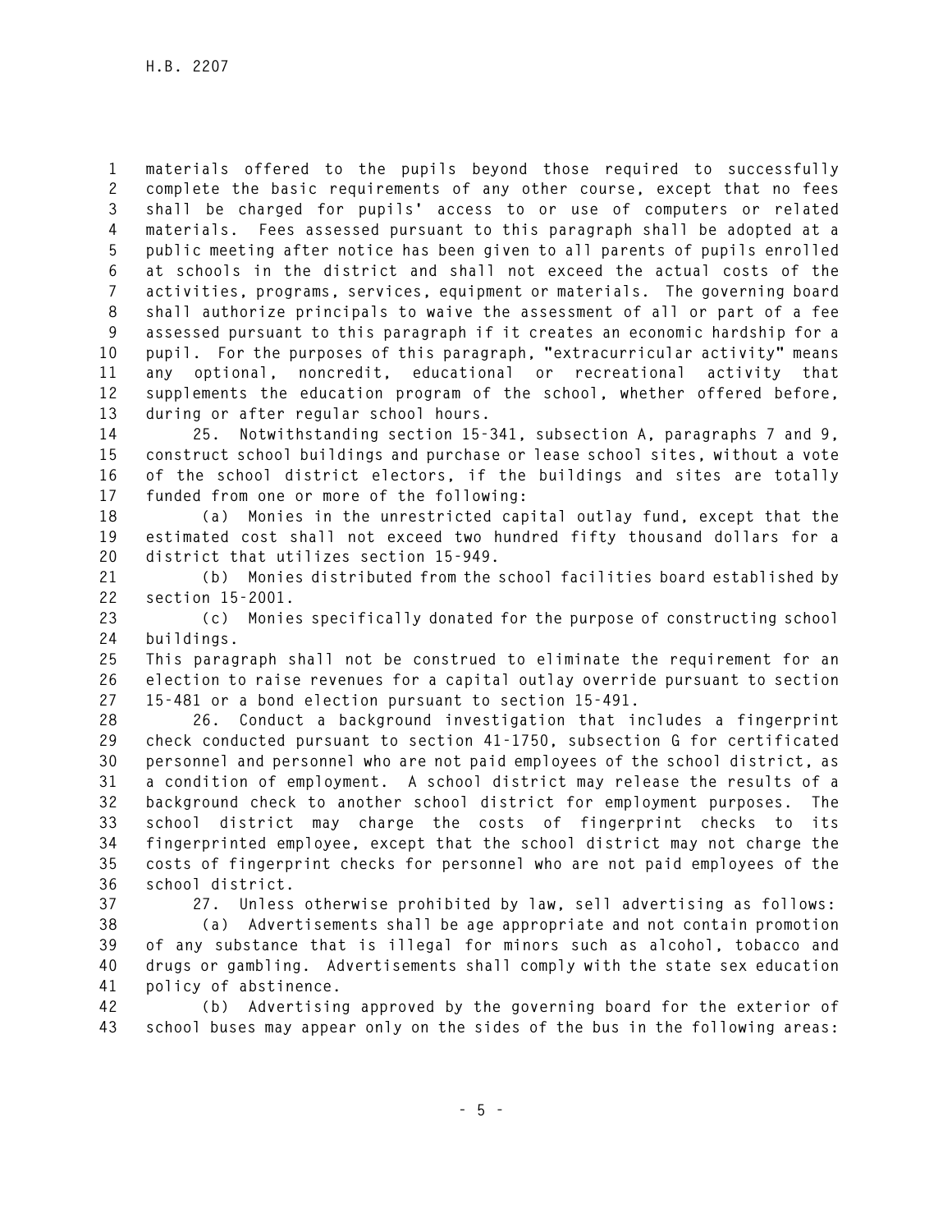materials offered to the pupils beyond those required to successfully complete the basic requirements of any other course, except that no fees shall be charged for pupils' access to or use of computers or related materials. Fees assessed pursuant to this paragraph shall be adopted at a public meeting after notice has been given to all parents of pupils enrolled at schools in the district and shall not exceed the actual costs of the activities, programs, services, equipment or materials. The governing board shall authorize principals to waive the assessment of all or part of a fee assessed pursuant to this paragraph if it creates an economic hardship for a pupil. For the purposes of this paragraph, "extracurricular activity" means any optional, noncredit, educational or recreational activity that supplements the education program of the school, whether offered before, during or after regular school hours.

25. Notwithstanding section 15-341, subsection A, paragraphs 7 and 9, construct school buildings and purchase or lease school sites, without a vote of the school district electors, if the buildings and sites are totally funded from one or more of the following:

(a) Monies in the unrestricted capital outlay fund, except that the estimated cost shall not exceed two hundred fifty thousand dollars for a district that utilizes section 15-949.

(b) Monies distributed from the school facilities board established by section 15-2001.

(c) Monies specifically donated for the purpose of constructing school buildings.

This paragraph shall not be construed to eliminate the requirement for an election to raise revenues for a capital outlay override pursuant to section 15-481 or a bond election pursuant to section 15-491.

26. Conduct a background investigation that includes a fingerprint check conducted pursuant to section 41-1750, subsection G for certificated personnel and personnel who are not paid employees of the school district, as a condition of employment. A school district may release the results of a background check to another school district for employment purposes. The school district may charge the costs of fingerprint checks to its fingerprinted employee, except that the school district may not charge the costs of fingerprint checks for personnel who are not paid employees of the school district.

27. Unless otherwise prohibited by law, sell advertising as follows:

(a) Advertisements shall be age appropriate and not contain promotion of any substance that is illegal for minors such as alcohol, tobacco and drugs or gambling. Advertisements shall comply with the state sex education policy of abstinence.

(b) Advertising approved by the governing board for the exterior of school buses may appear only on the sides of the bus in the following areas: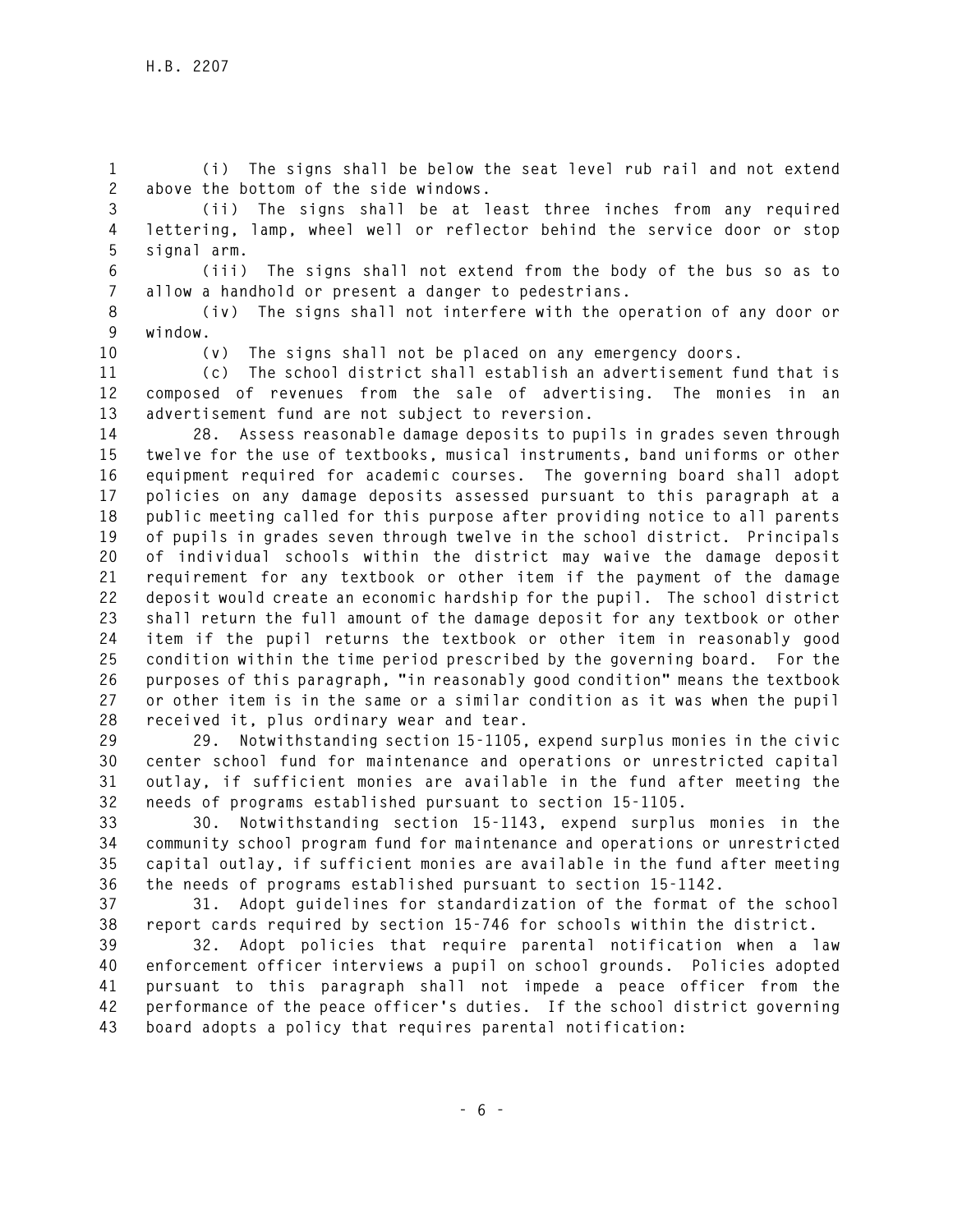(i) The signs shall be below the seat level rub rail and not extend above the bottom of the side windows.

(ii) The signs shall be at least three inches from any required lettering, lamp, wheel well or reflector behind the service door or stop signal arm.

(iii) The signs shall not extend from the body of the bus so as to allow a handhold or present a danger to pedestrians.

(iv) The signs shall not interfere with the operation of any door or window.

(v) The signs shall not be placed on any emergency doors.

(c) The school district shall establish an advertisement fund that is composed of revenues from the sale of advertising. The monies in an advertisement fund are not subject to reversion.

28. Assess reasonable damage deposits to pupils in grades seven through twelve for the use of textbooks, musical instruments, band uniforms or other equipment required for academic courses. The governing board shall adopt policies on any damage deposits assessed pursuant to this paragraph at a public meeting called for this purpose after providing notice to all parents of pupils in grades seven through twelve in the school district. Principals of individual schools within the district may waive the damage deposit requirement for any textbook or other item if the payment of the damage deposit would create an economic hardship for the pupil. The school district shall return the full amount of the damage deposit for any textbook or other item if the pupil returns the textbook or other item in reasonably good condition within the time period prescribed by the governing board. For the purposes of this paragraph, "in reasonably good condition" means the textbook or other item is in the same or a similar condition as it was when the pupil received it, plus ordinary wear and tear.

29. Notwithstanding section 15-1105, expend surplus monies in the civic center school fund for maintenance and operations or unrestricted capital outlay, if sufficient monies are available in the fund after meeting the needs of programs established pursuant to section 15-1105.

30. Notwithstanding section 15-1143, expend surplus monies in the community school program fund for maintenance and operations or unrestricted capital outlay, if sufficient monies are available in the fund after meeting the needs of programs established pursuant to section 15-1142.

31. Adopt guidelines for standardization of the format of the school report cards required by section 15-746 for schools within the district.

32. Adopt policies that require parental notification when a law enforcement officer interviews a pupil on school grounds. Policies adopted pursuant to this paragraph shall not impede a peace officer from the performance of the peace officer's duties. If the school district governing board adopts a policy that requires parental notification: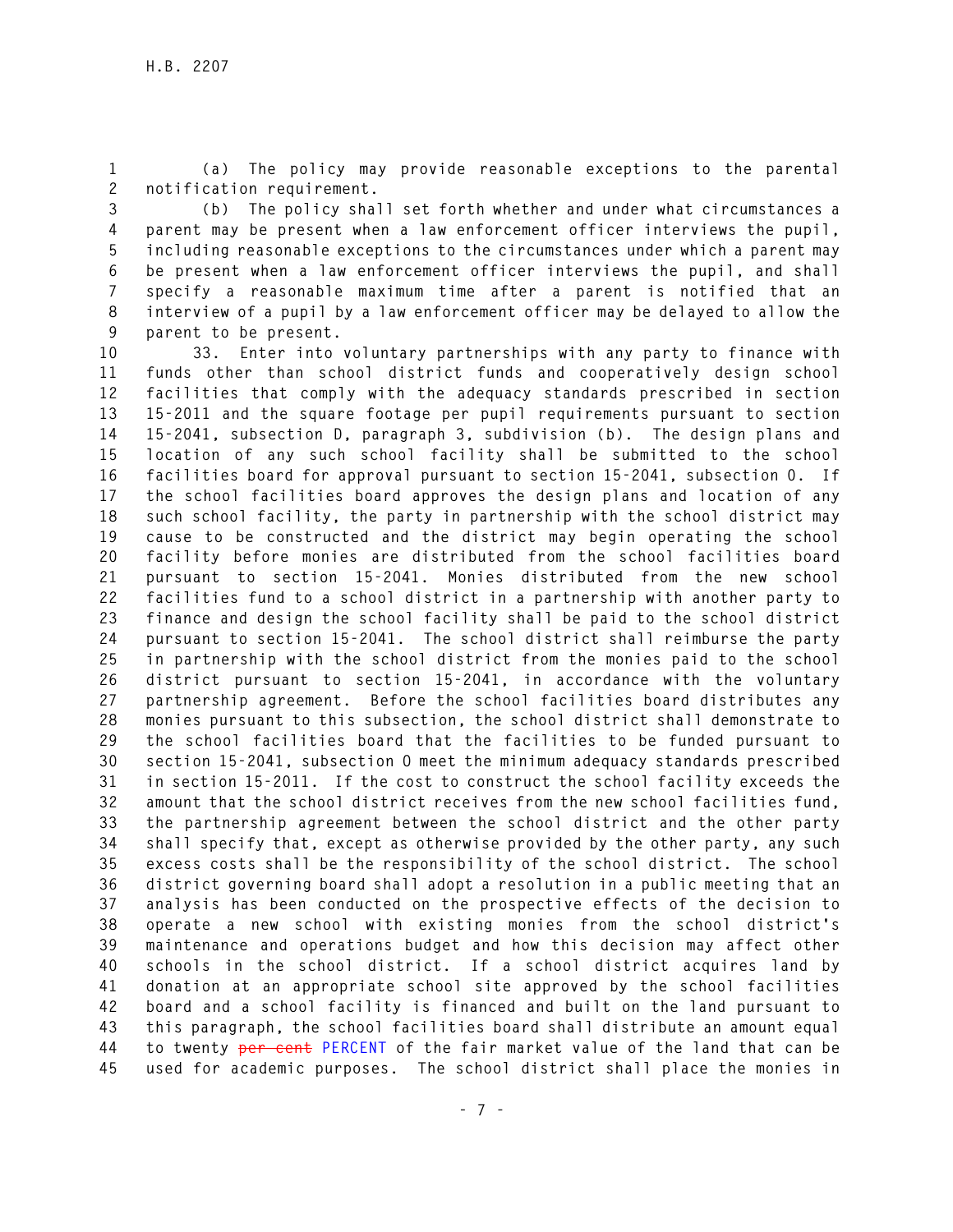(a) The policy may provide reasonable exceptions to the parental notification requirement.

(b) The policy shall set forth whether and under what circumstances a parent may be present when a law enforcement officer interviews the pupil, including reasonable exceptions to the circumstances under which a parent may be present when a law enforcement officer interviews the pupil, and shall specify a reasonable maximum time after a parent is notified that an interview of a pupil by a law enforcement officer may be delayed to allow the parent to be present.

33. Enter into voluntary partnerships with any party to finance with funds other than school district funds and cooperatively design school facilities that comply with the adequacy standards prescribed in section 15-2011 and the square footage per pupil requirements pursuant to section 15-2041, subsection D, paragraph 3, subdivision (b). The design plans and location of any such school facility shall be submitted to the school facilities board for approval pursuant to section 15-2041, subsection O. If the school facilities board approves the design plans and location of any such school facility, the party in partnership with the school district may cause to be constructed and the district may begin operating the school facility before monies are distributed from the school facilities board pursuant to section 15-2041. Monies distributed from the new school facilities fund to a school district in a partnership with another party to finance and design the school facility shall be paid to the school district pursuant to section 15-2041. The school district shall reimburse the party in partnership with the school district from the monies paid to the school district pursuant to section 15-2041, in accordance with the voluntary partnership agreement. Before the school facilities board distributes any monies pursuant to this subsection, the school district shall demonstrate to the school facilities board that the facilities to be funded pursuant to section 15-2041, subsection O meet the minimum adequacy standards prescribed in section 15-2011. If the cost to construct the school facility exceeds the amount that the school district receives from the new school facilities fund, the partnership agreement between the school district and the other party shall specify that, except as otherwise provided by the other party, any such excess costs shall be the responsibility of the school district. The school district governing board shall adopt a resolution in a public meeting that an analysis has been conducted on the prospective effects of the decision to operate a new school with existing monies from the school district's maintenance and operations budget and how this decision may affect other schools in the school district. If a school district acquires land by donation at an appropriate school site approved by the school facilities board and a school facility is financed and built on the land pursuant to this paragraph, the school facilities board shall distribute an amount equal to twenty ~~per cent~~ PERCENT of the fair market value of the land that can be used for academic purposes. The school district shall place the monies in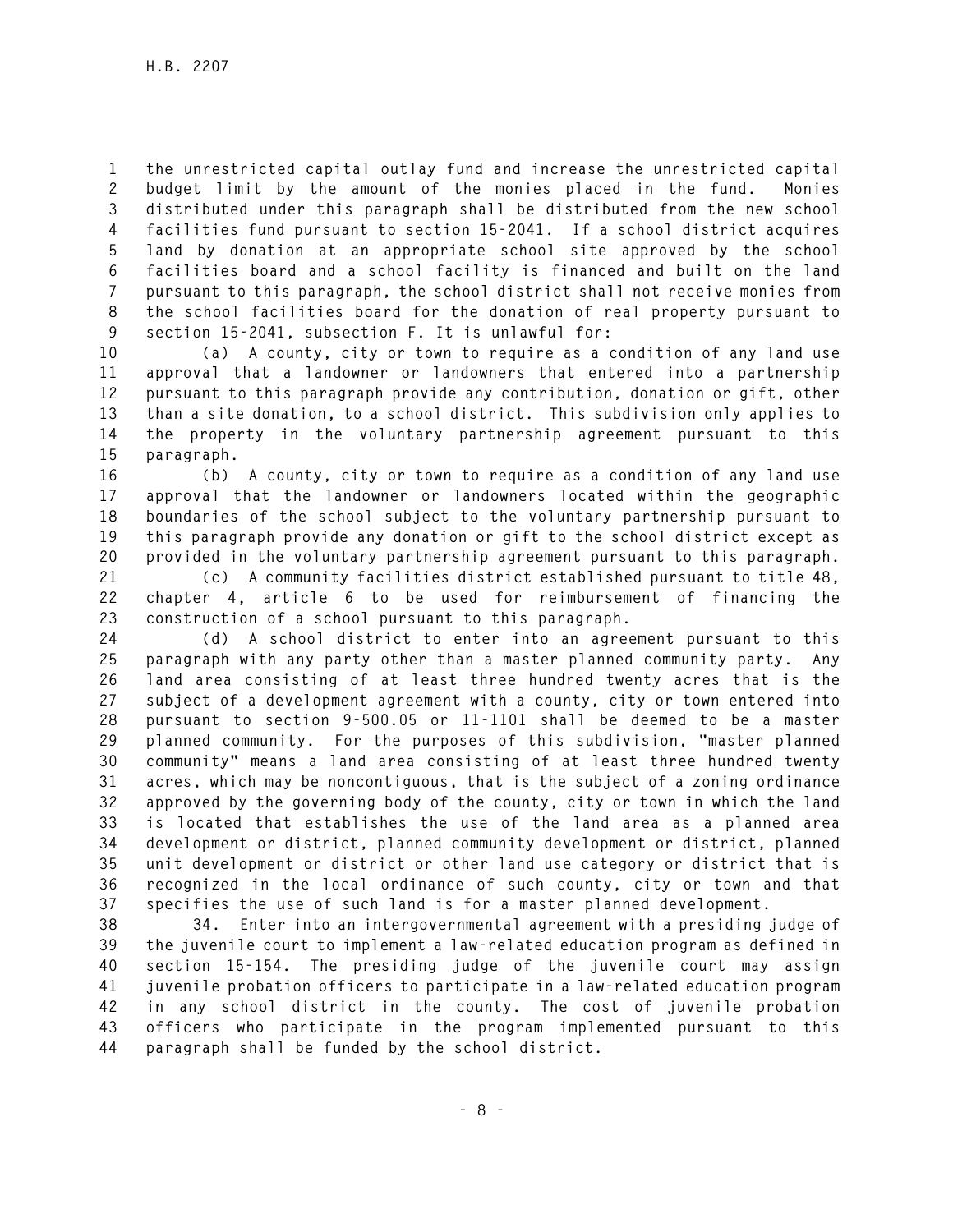the unrestricted capital outlay fund and increase the unrestricted capital budget limit by the amount of the monies placed in the fund. Monies distributed under this paragraph shall be distributed from the new school facilities fund pursuant to section 15-2041. If a school district acquires land by donation at an appropriate school site approved by the school facilities board and a school facility is financed and built on the land pursuant to this paragraph, the school district shall not receive monies from the school facilities board for the donation of real property pursuant to section 15-2041, subsection F. It is unlawful for:

(a) A county, city or town to require as a condition of any land use approval that a landowner or landowners that entered into a partnership pursuant to this paragraph provide any contribution, donation or gift, other than a site donation, to a school district. This subdivision only applies to the property in the voluntary partnership agreement pursuant to this paragraph.

(b) A county, city or town to require as a condition of any land use approval that the landowner or landowners located within the geographic boundaries of the school subject to the voluntary partnership pursuant to this paragraph provide any donation or gift to the school district except as provided in the voluntary partnership agreement pursuant to this paragraph.

(c) A community facilities district established pursuant to title 48, chapter 4, article 6 to be used for reimbursement of financing the construction of a school pursuant to this paragraph.

(d) A school district to enter into an agreement pursuant to this paragraph with any party other than a master planned community party. Any land area consisting of at least three hundred twenty acres that is the subject of a development agreement with a county, city or town entered into pursuant to section 9-500.05 or 11-1101 shall be deemed to be a master planned community. For the purposes of this subdivision, "master planned community" means a land area consisting of at least three hundred twenty acres, which may be noncontiguous, that is the subject of a zoning ordinance approved by the governing body of the county, city or town in which the land is located that establishes the use of the land area as a planned area development or district, planned community development or district, planned unit development or district or other land use category or district that is recognized in the local ordinance of such county, city or town and that specifies the use of such land is for a master planned development.

34. Enter into an intergovernmental agreement with a presiding judge of the juvenile court to implement a law-related education program as defined in section 15-154. The presiding judge of the juvenile court may assign juvenile probation officers to participate in a law-related education program in any school district in the county. The cost of juvenile probation officers who participate in the program implemented pursuant to this paragraph shall be funded by the school district.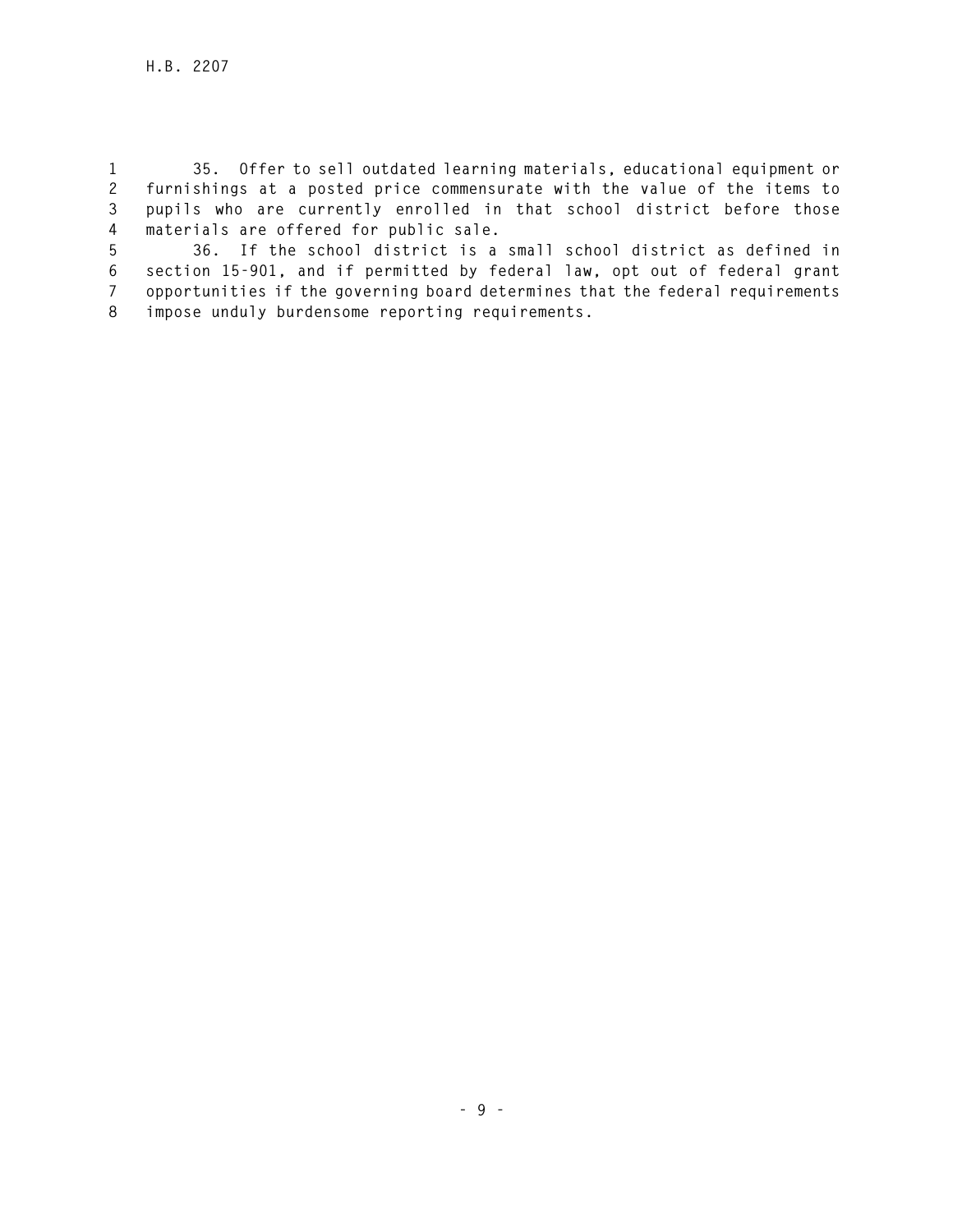35. Offer to sell outdated learning materials, educational equipment or furnishings at a posted price commensurate with the value of the items to pupils who are currently enrolled in that school district before those materials are offered for public sale.

36. If the school district is a small school district as defined in section 15-901, and if permitted by federal law, opt out of federal grant opportunities if the governing board determines that the federal requirements impose unduly burdensome reporting requirements.